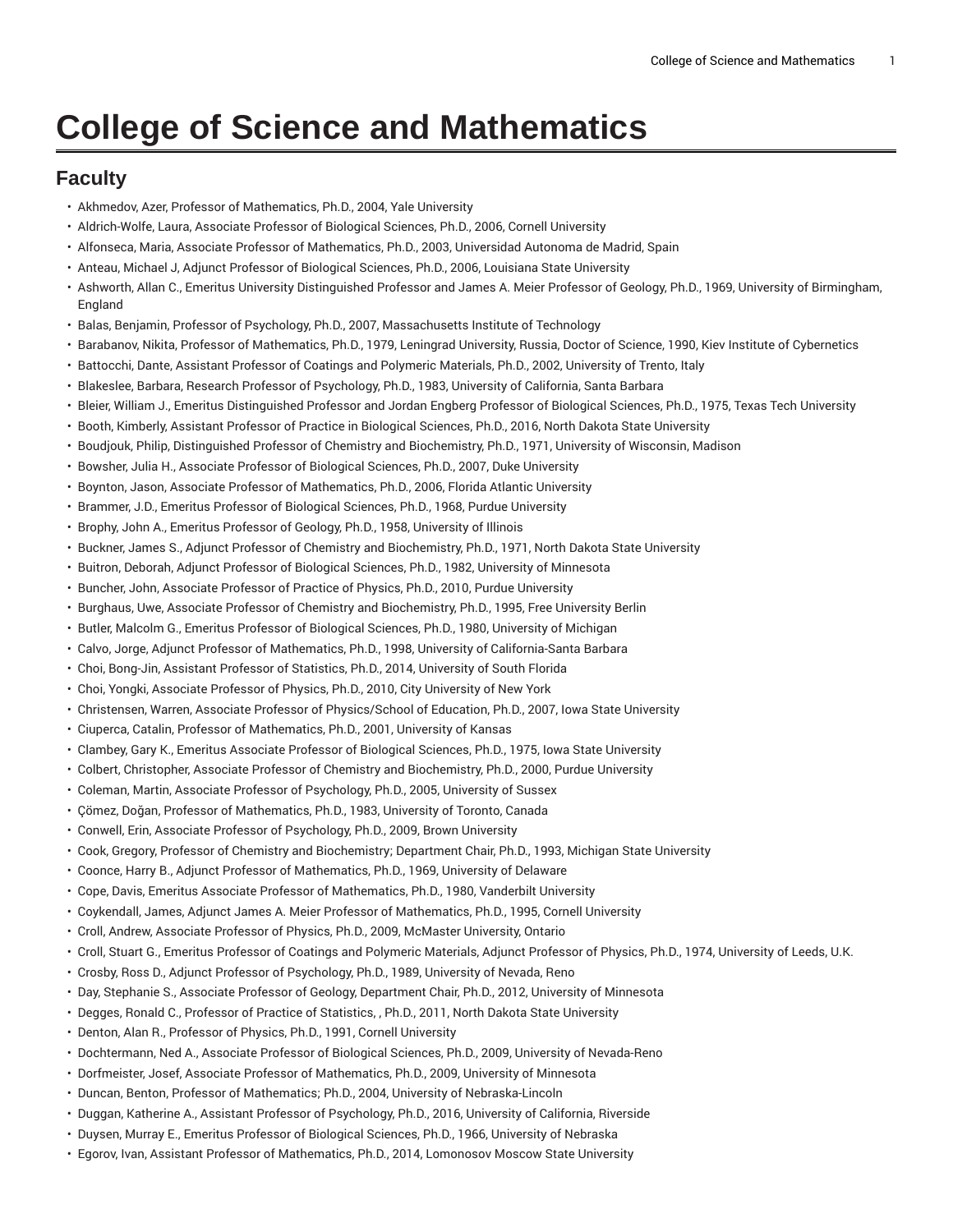# College of Science and Mathematics

## Faculty

- Akhmedov, Azer, Professor of Mathematics, Ph.D., 2004, Yale University
- Aldrich-Wolfe, Laura, Associate Professor of Biological Sciences, Ph.D., 2006, Cornell University
- Alfonseca, Maria, Associate Professor of Mathematics, Ph.D., 2003, Universidad Autonoma de Madrid, Spain
- Anteau, Michael J, Adjunct Professor of Biological Sciences, Ph.D., 2006, Louisiana State University
- Ashworth, Allan C., Emeritus University Distinguished Professor and James A. Meier Professor of Geology, Ph.D., 1969, University of Birmingham, England
- Balas, Benjamin, Professor of Psychology, Ph.D., 2007, Massachusetts Institute of Technology
- Barabanov, Nikita, Professor of Mathematics, Ph.D., 1979, Leningrad University, Russia, Doctor of Science, 1990, Kiev Institute of Cybernetics
- Battocchi, Dante, Assistant Professor of Coatings and Polymeric Materials, Ph.D., 2002, University of Trento, Italy
- Blakeslee, Barbara, Research Professor of Psychology, Ph.D., 1983, University of California, Santa Barbara
- Bleier, William J., Emeritus Distinguished Professor and Jordan Engberg Professor of Biological Sciences, Ph.D., 1975, Texas Tech University
- Booth, Kimberly, Assistant Professor of Practice in Biological Sciences, Ph.D., 2016, North Dakota State University
- Boudjouk, Philip, Distinguished Professor of Chemistry and Biochemistry, Ph.D., 1971, University of Wisconsin, Madison
- Bowsher, Julia H., Associate Professor of Biological Sciences, Ph.D., 2007, Duke University
- Boynton, Jason, Associate Professor of Mathematics, Ph.D., 2006, Florida Atlantic University
- Brammer, J.D., Emeritus Professor of Biological Sciences, Ph.D., 1968, Purdue University
- Brophy, John A., Emeritus Professor of Geology, Ph.D., 1958, University of Illinois
- Buckner, James S., Adjunct Professor of Chemistry and Biochemistry, Ph.D., 1971, North Dakota State University
- Buitron, Deborah, Adjunct Professor of Biological Sciences, Ph.D., 1982, University of Minnesota
- Buncher, John, Associate Professor of Practice of Physics, Ph.D., 2010, Purdue University
- Burghaus, Uwe, Associate Professor of Chemistry and Biochemistry, Ph.D., 1995, Free University Berlin
- Butler, Malcolm G., Emeritus Professor of Biological Sciences, Ph.D., 1980, University of Michigan
- Calvo, Jorge, Adjunct Professor of Mathematics, Ph.D., 1998, University of California-Santa Barbara
- Choi, Bong-Jin, Assistant Professor of Statistics, Ph.D., 2014, University of South Florida
- Choi, Yongki, Associate Professor of Physics, Ph.D., 2010, City University of New York
- Christensen, Warren, Associate Professor of Physics/School of Education, Ph.D., 2007, Iowa State University
- Ciuperca, Catalin, Professor of Mathematics, Ph.D., 2001, University of Kansas
- Clambey, Gary K., Emeritus Associate Professor of Biological Sciences, Ph.D., 1975, Iowa State University
- Colbert, Christopher, Associate Professor of Chemistry and Biochemistry, Ph.D., 2000, Purdue University
- Coleman, Martin, Associate Professor of Psychology, Ph.D., 2005, University of Sussex
- Çömez, Doğan, Professor of Mathematics, Ph.D., 1983, University of Toronto, Canada
- Conwell, Erin, Associate Professor of Psychology, Ph.D., 2009, Brown University
- Cook, Gregory, Professor of Chemistry and Biochemistry; Department Chair, Ph.D., 1993, Michigan State University
- Coonce, Harry B., Adjunct Professor of Mathematics, Ph.D., 1969, University of Delaware
- Cope, Davis, Emeritus Associate Professor of Mathematics, Ph.D., 1980, Vanderbilt University
- Coykendall, James, Adjunct James A. Meier Professor of Mathematics, Ph.D., 1995, Cornell University
- Croll, Andrew, Associate Professor of Physics, Ph.D., 2009, McMaster University, Ontario
- Croll, Stuart G., Emeritus Professor of Coatings and Polymeric Materials, Adjunct Professor of Physics, Ph.D., 1974, University of Leeds, U.K.
- Crosby, Ross D., Adjunct Professor of Psychology, Ph.D., 1989, University of Nevada, Reno
- Day, Stephanie S., Associate Professor of Geology, Department Chair, Ph.D., 2012, University of Minnesota
- Degges, Ronald C., Professor of Practice of Statistics, , Ph.D., 2011, North Dakota State University
- Denton, Alan R., Professor of Physics, Ph.D., 1991, Cornell University
- Dochtermann, Ned A., Associate Professor of Biological Sciences, Ph.D., 2009, University of Nevada-Reno
- Dorfmeister, Josef, Associate Professor of Mathematics, Ph.D., 2009, University of Minnesota
- Duncan, Benton, Professor of Mathematics; Ph.D., 2004, University of Nebraska-Lincoln
- Duggan, Katherine A., Assistant Professor of Psychology, Ph.D., 2016, University of California, Riverside
- Duysen, Murray E., Emeritus Professor of Biological Sciences, Ph.D., 1966, University of Nebraska
- Egorov, Ivan, Assistant Professor of Mathematics, Ph.D., 2014, Lomonosov Moscow State University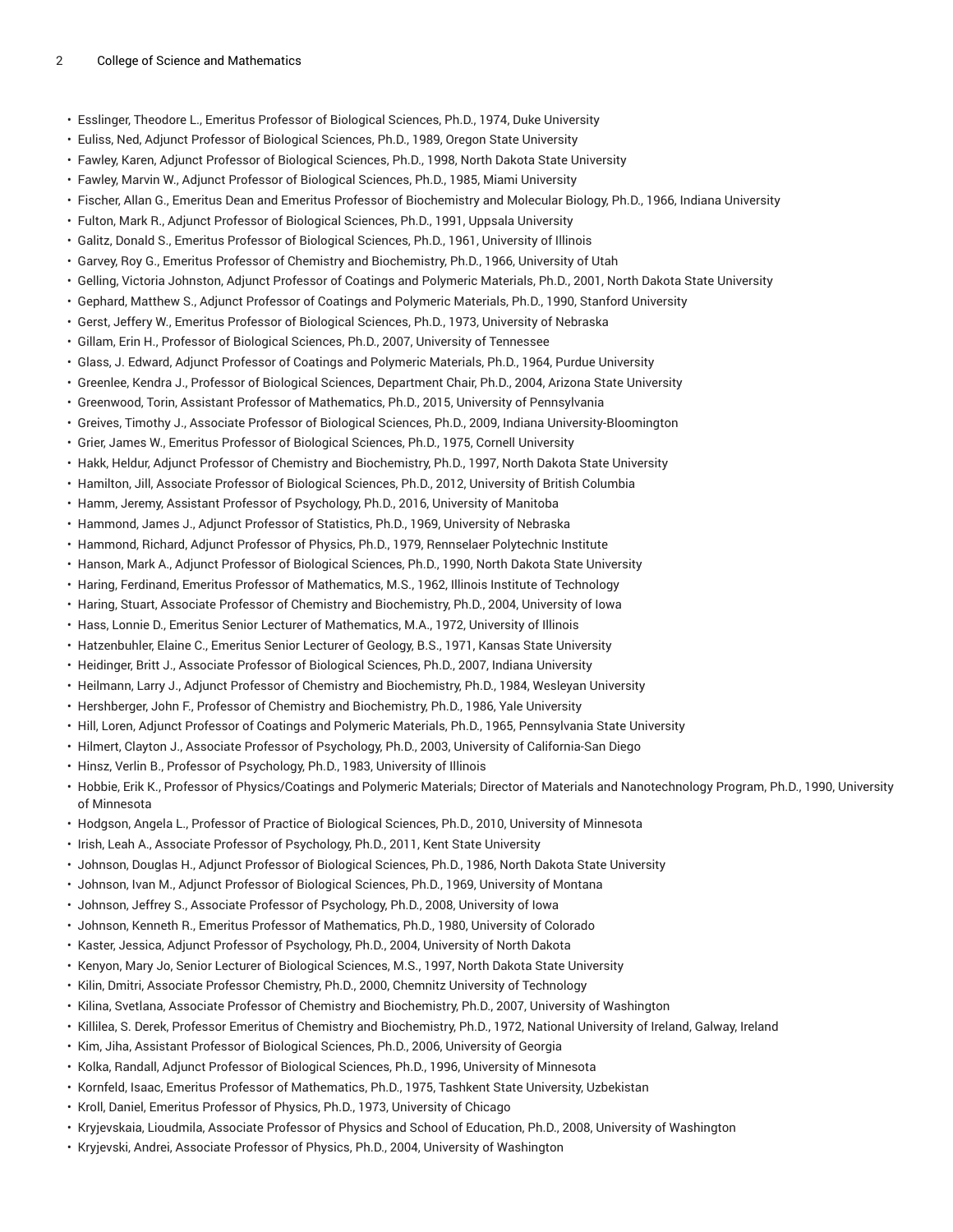- Esslinger, Theodore L., Emeritus Professor of Biological Sciences, Ph.D., 1974, Duke University
- Euliss, Ned, Adjunct Professor of Biological Sciences, Ph.D., 1989, Oregon State University
- Fawley, Karen, Adjunct Professor of Biological Sciences, Ph.D., 1998, North Dakota State University
- Fawley, Marvin W., Adjunct Professor of Biological Sciences, Ph.D., 1985, Miami University
- Fischer, Allan G., Emeritus Dean and Emeritus Professor of Biochemistry and Molecular Biology, Ph.D., 1966, Indiana University
- Fulton, Mark R., Adjunct Professor of Biological Sciences, Ph.D., 1991, Uppsala University
- Galitz, Donald S., Emeritus Professor of Biological Sciences, Ph.D., 1961, University of Illinois
- Garvey, Roy G., Emeritus Professor of Chemistry and Biochemistry, Ph.D., 1966, University of Utah
- Gelling, Victoria Johnston, Adjunct Professor of Coatings and Polymeric Materials, Ph.D., 2001, North Dakota State University
- Gephard, Matthew S., Adjunct Professor of Coatings and Polymeric Materials, Ph.D., 1990, Stanford University
- Gerst, Jeffery W., Emeritus Professor of Biological Sciences, Ph.D., 1973, University of Nebraska
- Gillam, Erin H., Professor of Biological Sciences, Ph.D., 2007, University of Tennessee
- Glass, J. Edward, Adjunct Professor of Coatings and Polymeric Materials, Ph.D., 1964, Purdue University
- Greenlee, Kendra J., Professor of Biological Sciences, Department Chair, Ph.D., 2004, Arizona State University
- Greenwood, Torin, Assistant Professor of Mathematics, Ph.D., 2015, University of Pennsylvania
- Greives, Timothy J., Associate Professor of Biological Sciences, Ph.D., 2009, Indiana University-Bloomington
- Grier, James W., Emeritus Professor of Biological Sciences, Ph.D., 1975, Cornell University
- Hakk, Heldur, Adjunct Professor of Chemistry and Biochemistry, Ph.D., 1997, North Dakota State University
- Hamilton, Jill, Associate Professor of Biological Sciences, Ph.D., 2012, University of British Columbia
- Hamm, Jeremy, Assistant Professor of Psychology, Ph.D., 2016, University of Manitoba
- Hammond, James J., Adjunct Professor of Statistics, Ph.D., 1969, University of Nebraska
- Hammond, Richard, Adjunct Professor of Physics, Ph.D., 1979, Rennselaer Polytechnic Institute
- Hanson, Mark A., Adjunct Professor of Biological Sciences, Ph.D., 1990, North Dakota State University
- Haring, Ferdinand, Emeritus Professor of Mathematics, M.S., 1962, Illinois Institute of Technology
- Haring, Stuart, Associate Professor of Chemistry and Biochemistry, Ph.D., 2004, University of Iowa
- Hass, Lonnie D., Emeritus Senior Lecturer of Mathematics, M.A., 1972, University of Illinois
- Hatzenbuhler, Elaine C., Emeritus Senior Lecturer of Geology, B.S., 1971, Kansas State University
- Heidinger, Britt J., Associate Professor of Biological Sciences, Ph.D., 2007, Indiana University
- Heilmann, Larry J., Adjunct Professor of Chemistry and Biochemistry, Ph.D., 1984, Wesleyan University
- Hershberger, John F., Professor of Chemistry and Biochemistry, Ph.D., 1986, Yale University
- Hill, Loren, Adjunct Professor of Coatings and Polymeric Materials, Ph.D., 1965, Pennsylvania State University
- Hilmert, Clayton J., Associate Professor of Psychology, Ph.D., 2003, University of California-San Diego
- Hinsz, Verlin B., Professor of Psychology, Ph.D., 1983, University of Illinois
- Hobbie, Erik K., Professor of Physics/Coatings and Polymeric Materials; Director of Materials and Nanotechnology Program, Ph.D., 1990, University of Minnesota
- Hodgson, Angela L., Professor of Practice of Biological Sciences, Ph.D., 2010, University of Minnesota
- Irish, Leah A., Associate Professor of Psychology, Ph.D., 2011, Kent State University
- Johnson, Douglas H., Adjunct Professor of Biological Sciences, Ph.D., 1986, North Dakota State University
- Johnson, Ivan M., Adjunct Professor of Biological Sciences, Ph.D., 1969, University of Montana
- Johnson, Jeffrey S., Associate Professor of Psychology, Ph.D., 2008, University of Iowa
- Johnson, Kenneth R., Emeritus Professor of Mathematics, Ph.D., 1980, University of Colorado
- Kaster, Jessica, Adjunct Professor of Psychology, Ph.D., 2004, University of North Dakota
- Kenyon, Mary Jo, Senior Lecturer of Biological Sciences, M.S., 1997, North Dakota State University
- Kilin, Dmitri, Associate Professor Chemistry, Ph.D., 2000, Chemnitz University of Technology
- Kilina, Svetlana, Associate Professor of Chemistry and Biochemistry, Ph.D., 2007, University of Washington
- Killilea, S. Derek, Professor Emeritus of Chemistry and Biochemistry, Ph.D., 1972, National University of Ireland, Galway, Ireland
- Kim, Jiha, Assistant Professor of Biological Sciences, Ph.D., 2006, University of Georgia
- Kolka, Randall, Adjunct Professor of Biological Sciences, Ph.D., 1996, University of Minnesota
- Kornfeld, Isaac, Emeritus Professor of Mathematics, Ph.D., 1975, Tashkent State University, Uzbekistan
- Kroll, Daniel, Emeritus Professor of Physics, Ph.D., 1973, University of Chicago
- Kryjevskaia, Lioudmila, Associate Professor of Physics and School of Education, Ph.D., 2008, University of Washington
- Kryjevski, Andrei, Associate Professor of Physics, Ph.D., 2004, University of Washington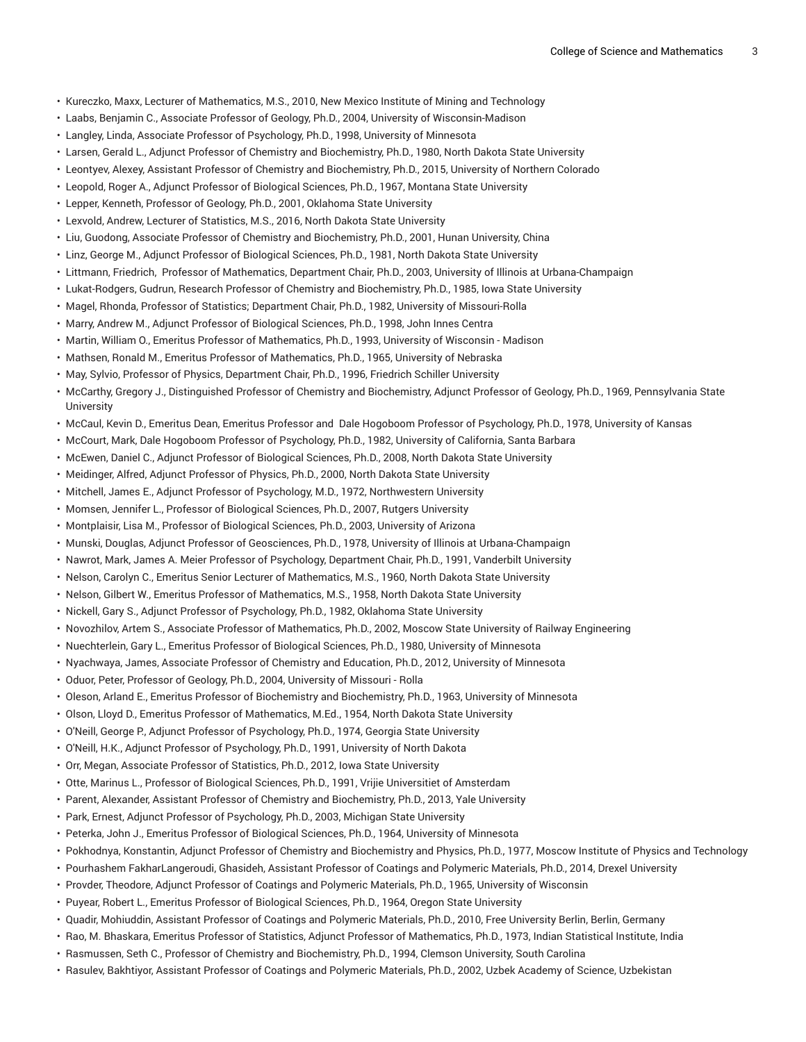- Kureczko, Maxx, Lecturer of Mathematics, M.S., 2010, New Mexico Institute of Mining and Technology
- Laabs, Benjamin C., Associate Professor of Geology, Ph.D., 2004, University of Wisconsin-Madison
- Langley, Linda, Associate Professor of Psychology, Ph.D., 1998, University of Minnesota
- Larsen, Gerald L., Adjunct Professor of Chemistry and Biochemistry, Ph.D., 1980, North Dakota State University
- Leontyev, Alexey, Assistant Professor of Chemistry and Biochemistry, Ph.D., 2015, University of Northern Colorado
- Leopold, Roger A., Adjunct Professor of Biological Sciences, Ph.D., 1967, Montana State University
- Lepper, Kenneth, Professor of Geology, Ph.D., 2001, Oklahoma State University
- Lexvold, Andrew, Lecturer of Statistics, M.S., 2016, North Dakota State University
- Liu, Guodong, Associate Professor of Chemistry and Biochemistry, Ph.D., 2001, Hunan University, China
- Linz, George M., Adjunct Professor of Biological Sciences, Ph.D., 1981, North Dakota State University
- Littmann, Friedrich, Professor of Mathematics, Department Chair, Ph.D., 2003, University of Illinois at Urbana-Champaign
- Lukat-Rodgers, Gudrun, Research Professor of Chemistry and Biochemistry, Ph.D., 1985, Iowa State University
- Magel, Rhonda, Professor of Statistics; Department Chair, Ph.D., 1982, University of Missouri-Rolla
- Marry, Andrew M., Adjunct Professor of Biological Sciences, Ph.D., 1998, John Innes Centra
- Martin, William O., Emeritus Professor of Mathematics, Ph.D., 1993, University of Wisconsin - Madison
- Mathsen, Ronald M., Emeritus Professor of Mathematics, Ph.D., 1965, University of Nebraska
- May, Sylvio, Professor of Physics, Department Chair, Ph.D., 1996, Friedrich Schiller University
- McCarthy, Gregory J., Distinguished Professor of Chemistry and Biochemistry, Adjunct Professor of Geology, Ph.D., 1969, Pennsylvania State University
- McCaul, Kevin D., Emeritus Dean, Emeritus Professor and Dale Hogoboom Professor of Psychology, Ph.D., 1978, University of Kansas
- McCourt, Mark, Dale Hogoboom Professor of Psychology, Ph.D., 1982, University of California, Santa Barbara
- McEwen, Daniel C., Adjunct Professor of Biological Sciences, Ph.D., 2008, North Dakota State University
- Meidinger, Alfred, Adjunct Professor of Physics, Ph.D., 2000, North Dakota State University
- Mitchell, James E., Adjunct Professor of Psychology, M.D., 1972, Northwestern University
- Momsen, Jennifer L., Professor of Biological Sciences, Ph.D., 2007, Rutgers University
- Montplaisir, Lisa M., Professor of Biological Sciences, Ph.D., 2003, University of Arizona
- Munski, Douglas, Adjunct Professor of Geosciences, Ph.D., 1978, University of Illinois at Urbana-Champaign
- Nawrot, Mark, James A. Meier Professor of Psychology, Department Chair, Ph.D., 1991, Vanderbilt University
- Nelson, Carolyn C., Emeritus Senior Lecturer of Mathematics, M.S., 1960, North Dakota State University
- Nelson, Gilbert W., Emeritus Professor of Mathematics, M.S., 1958, North Dakota State University
- Nickell, Gary S., Adjunct Professor of Psychology, Ph.D., 1982, Oklahoma State University
- Novozhilov, Artem S., Associate Professor of Mathematics, Ph.D., 2002, Moscow State University of Railway Engineering
- Nuechterlein, Gary L., Emeritus Professor of Biological Sciences, Ph.D., 1980, University of Minnesota
- Nyachwaya, James, Associate Professor of Chemistry and Education, Ph.D., 2012, University of Minnesota
- Oduor, Peter, Professor of Geology, Ph.D., 2004, University of Missouri - Rolla
- Oleson, Arland E., Emeritus Professor of Biochemistry and Biochemistry, Ph.D., 1963, University of Minnesota
- Olson, Lloyd D., Emeritus Professor of Mathematics, M.Ed., 1954, North Dakota State University
- O'Neill, George P., Adjunct Professor of Psychology, Ph.D., 1974, Georgia State University
- O'Neill, H.K., Adjunct Professor of Psychology, Ph.D., 1991, University of North Dakota
- Orr, Megan, Associate Professor of Statistics, Ph.D., 2012, Iowa State University
- Otte, Marinus L., Professor of Biological Sciences, Ph.D., 1991, Vrijie Universitiet of Amsterdam
- Parent, Alexander, Assistant Professor of Chemistry and Biochemistry, Ph.D., 2013, Yale University
- Park, Ernest, Adjunct Professor of Psychology, Ph.D., 2003, Michigan State University
- Peterka, John J., Emeritus Professor of Biological Sciences, Ph.D., 1964, University of Minnesota
- Pokhodnya, Konstantin, Adjunct Professor of Chemistry and Biochemistry and Physics, Ph.D., 1977, Moscow Institute of Physics and Technology
- Pourhashem FakharLangeroudi, Ghasideh, Assistant Professor of Coatings and Polymeric Materials, Ph.D., 2014, Drexel University
- Provder, Theodore, Adjunct Professor of Coatings and Polymeric Materials, Ph.D., 1965, University of Wisconsin
- Puyear, Robert L., Emeritus Professor of Biological Sciences, Ph.D., 1964, Oregon State University
- Quadir, Mohiuddin, Assistant Professor of Coatings and Polymeric Materials, Ph.D., 2010, Free University Berlin, Berlin, Germany
- Rao, M. Bhaskara, Emeritus Professor of Statistics, Adjunct Professor of Mathematics, Ph.D., 1973, Indian Statistical Institute, India
- Rasmussen, Seth C., Professor of Chemistry and Biochemistry, Ph.D., 1994, Clemson University, South Carolina
- Rasulev, Bakhtiyor, Assistant Professor of Coatings and Polymeric Materials, Ph.D., 2002, Uzbek Academy of Science, Uzbekistan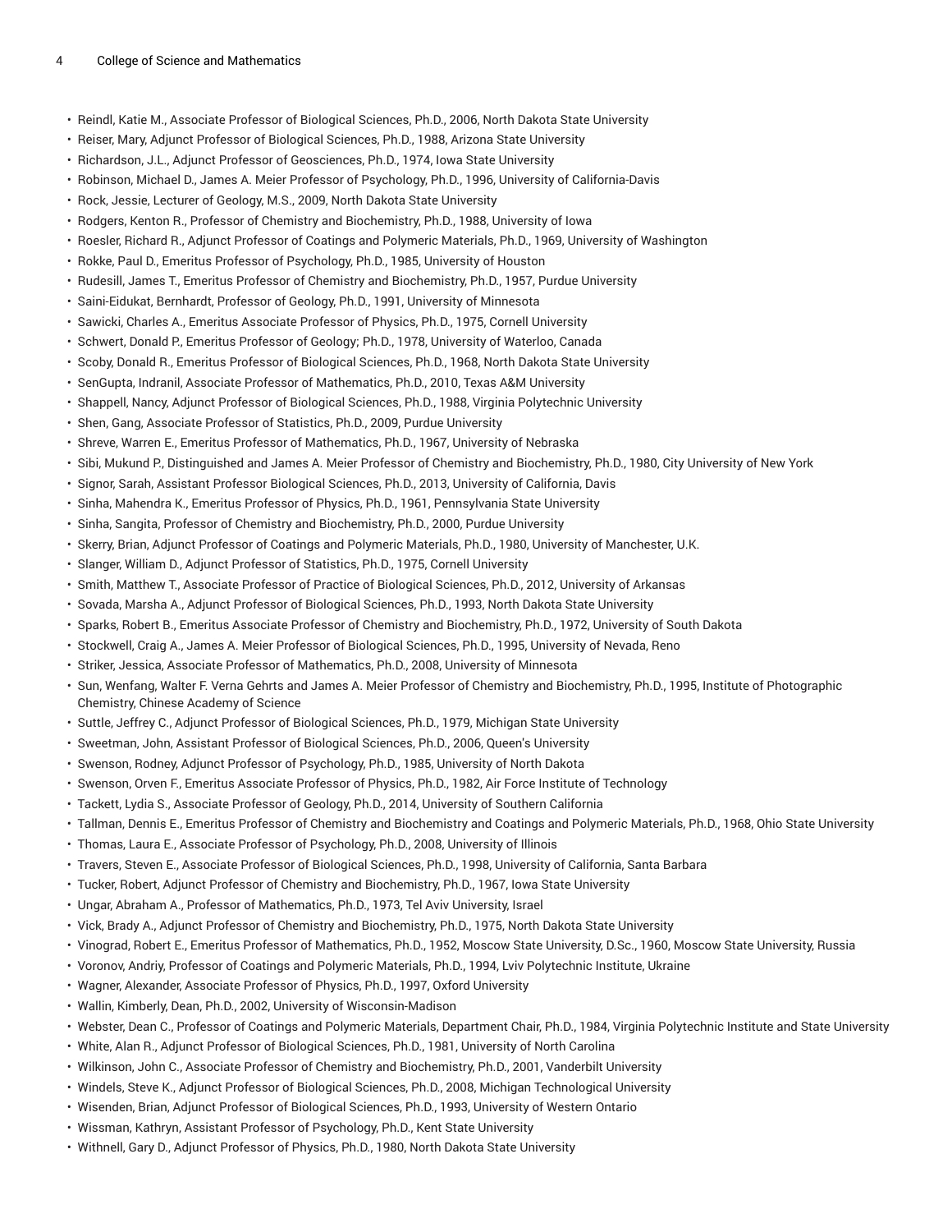- Reindl, Katie M., Associate Professor of Biological Sciences, Ph.D., 2006, North Dakota State University
- Reiser, Mary, Adjunct Professor of Biological Sciences, Ph.D., 1988, Arizona State University
- Richardson, J.L., Adjunct Professor of Geosciences, Ph.D., 1974, Iowa State University
- Robinson, Michael D., James A. Meier Professor of Psychology, Ph.D., 1996, University of California-Davis
- Rock, Jessie, Lecturer of Geology, M.S., 2009, North Dakota State University
- Rodgers, Kenton R., Professor of Chemistry and Biochemistry, Ph.D., 1988, University of Iowa
- Roesler, Richard R., Adjunct Professor of Coatings and Polymeric Materials, Ph.D., 1969, University of Washington
- Rokke, Paul D., Emeritus Professor of Psychology, Ph.D., 1985, University of Houston
- Rudesill, James T., Emeritus Professor of Chemistry and Biochemistry, Ph.D., 1957, Purdue University
- Saini-Eidukat, Bernhardt, Professor of Geology, Ph.D., 1991, University of Minnesota
- Sawicki, Charles A., Emeritus Associate Professor of Physics, Ph.D., 1975, Cornell University
- Schwert, Donald P., Emeritus Professor of Geology; Ph.D., 1978, University of Waterloo, Canada
- Scoby, Donald R., Emeritus Professor of Biological Sciences, Ph.D., 1968, North Dakota State University
- SenGupta, Indranil, Associate Professor of Mathematics, Ph.D., 2010, Texas A&M University
- Shappell, Nancy, Adjunct Professor of Biological Sciences, Ph.D., 1988, Virginia Polytechnic University
- Shen, Gang, Associate Professor of Statistics, Ph.D., 2009, Purdue University
- Shreve, Warren E., Emeritus Professor of Mathematics, Ph.D., 1967, University of Nebraska
- Sibi, Mukund P., Distinguished and James A. Meier Professor of Chemistry and Biochemistry, Ph.D., 1980, City University of New York
- Signor, Sarah, Assistant Professor Biological Sciences, Ph.D., 2013, University of California, Davis
- Sinha, Mahendra K., Emeritus Professor of Physics, Ph.D., 1961, Pennsylvania State University
- Sinha, Sangita, Professor of Chemistry and Biochemistry, Ph.D., 2000, Purdue University
- Skerry, Brian, Adjunct Professor of Coatings and Polymeric Materials, Ph.D., 1980, University of Manchester, U.K.
- Slanger, William D., Adjunct Professor of Statistics, Ph.D., 1975, Cornell University
- Smith, Matthew T., Associate Professor of Practice of Biological Sciences, Ph.D., 2012, University of Arkansas
- Sovada, Marsha A., Adjunct Professor of Biological Sciences, Ph.D., 1993, North Dakota State University
- Sparks, Robert B., Emeritus Associate Professor of Chemistry and Biochemistry, Ph.D., 1972, University of South Dakota
- Stockwell, Craig A., James A. Meier Professor of Biological Sciences, Ph.D., 1995, University of Nevada, Reno
- Striker, Jessica, Associate Professor of Mathematics, Ph.D., 2008, University of Minnesota
- Sun, Wenfang, Walter F. Verna Gehrts and James A. Meier Professor of Chemistry and Biochemistry, Ph.D., 1995, Institute of Photographic Chemistry, Chinese Academy of Science
- Suttle, Jeffrey C., Adjunct Professor of Biological Sciences, Ph.D., 1979, Michigan State University
- Sweetman, John, Assistant Professor of Biological Sciences, Ph.D., 2006, Queen's University
- Swenson, Rodney, Adjunct Professor of Psychology, Ph.D., 1985, University of North Dakota
- Swenson, Orven F., Emeritus Associate Professor of Physics, Ph.D., 1982, Air Force Institute of Technology
- Tackett, Lydia S., Associate Professor of Geology, Ph.D., 2014, University of Southern California
- Tallman, Dennis E., Emeritus Professor of Chemistry and Biochemistry and Coatings and Polymeric Materials, Ph.D., 1968, Ohio State University
- Thomas, Laura E., Associate Professor of Psychology, Ph.D., 2008, University of Illinois
- Travers, Steven E., Associate Professor of Biological Sciences, Ph.D., 1998, University of California, Santa Barbara
- Tucker, Robert, Adjunct Professor of Chemistry and Biochemistry, Ph.D., 1967, Iowa State University
- Ungar, Abraham A., Professor of Mathematics, Ph.D., 1973, Tel Aviv University, Israel
- Vick, Brady A., Adjunct Professor of Chemistry and Biochemistry, Ph.D., 1975, North Dakota State University
- Vinograd, Robert E., Emeritus Professor of Mathematics, Ph.D., 1952, Moscow State University, D.Sc., 1960, Moscow State University, Russia
- Voronov, Andriy, Professor of Coatings and Polymeric Materials, Ph.D., 1994, Lviv Polytechnic Institute, Ukraine
- Wagner, Alexander, Associate Professor of Physics, Ph.D., 1997, Oxford University
- Wallin, Kimberly, Dean, Ph.D., 2002, University of Wisconsin-Madison
- Webster, Dean C., Professor of Coatings and Polymeric Materials, Department Chair, Ph.D., 1984, Virginia Polytechnic Institute and State University
- White, Alan R., Adjunct Professor of Biological Sciences, Ph.D., 1981, University of North Carolina
- Wilkinson, John C., Associate Professor of Chemistry and Biochemistry, Ph.D., 2001, Vanderbilt University
- Windels, Steve K., Adjunct Professor of Biological Sciences, Ph.D., 2008, Michigan Technological University
- Wisenden, Brian, Adjunct Professor of Biological Sciences, Ph.D., 1993, University of Western Ontario
- Wissman, Kathryn, Assistant Professor of Psychology, Ph.D., Kent State University
- Withnell, Gary D., Adjunct Professor of Physics, Ph.D., 1980, North Dakota State University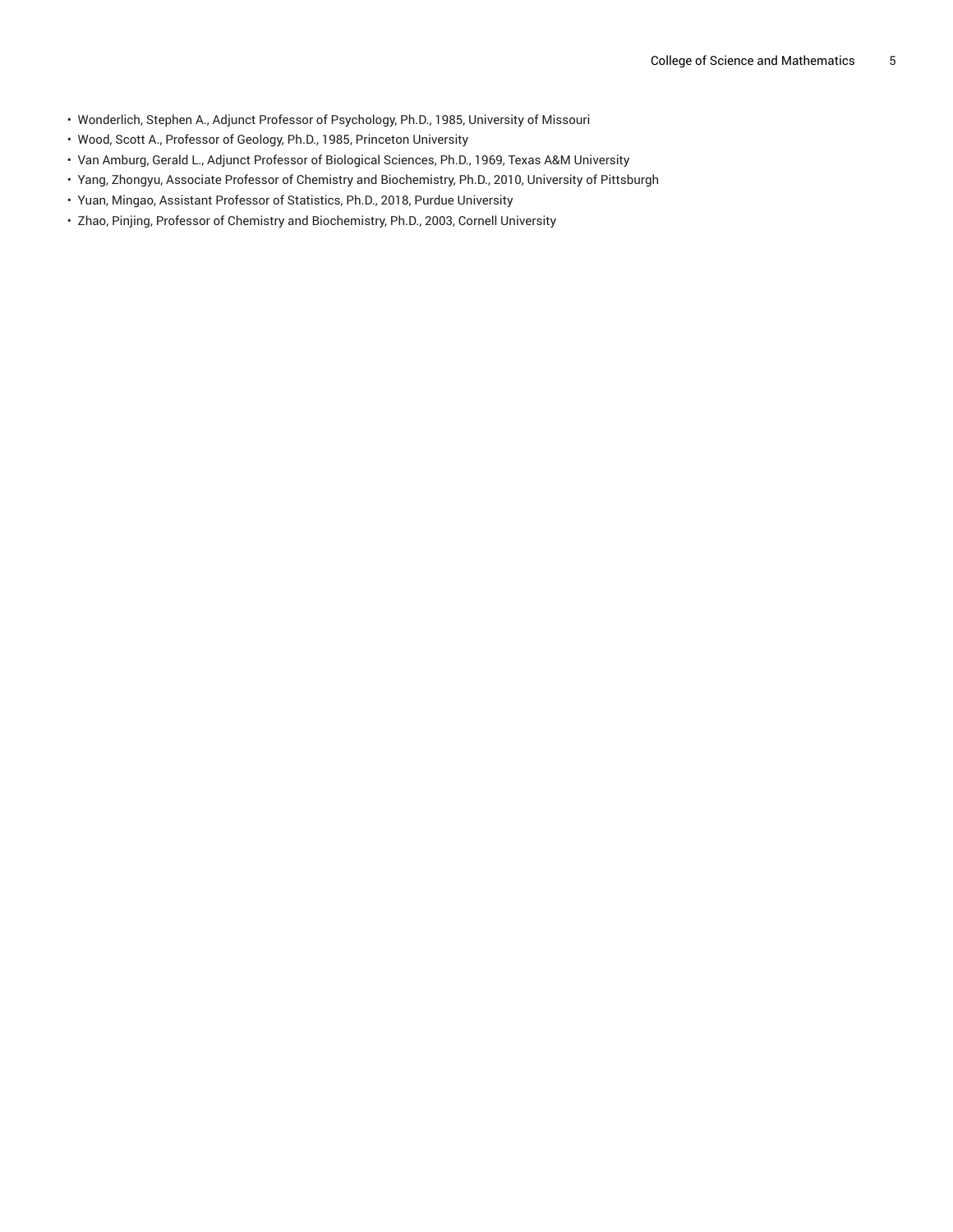- Wonderlich, Stephen A., Adjunct Professor of Psychology, Ph.D., 1985, University of Missouri
- Wood, Scott A., Professor of Geology, Ph.D., 1985, Princeton University
- Van Amburg, Gerald L., Adjunct Professor of Biological Sciences, Ph.D., 1969, Texas A&M University
- Yang, Zhongyu, Associate Professor of Chemistry and Biochemistry, Ph.D., 2010, University of Pittsburgh
- Yuan, Mingao, Assistant Professor of Statistics, Ph.D., 2018, Purdue University
- Zhao, Pinjing, Professor of Chemistry and Biochemistry, Ph.D., 2003, Cornell University